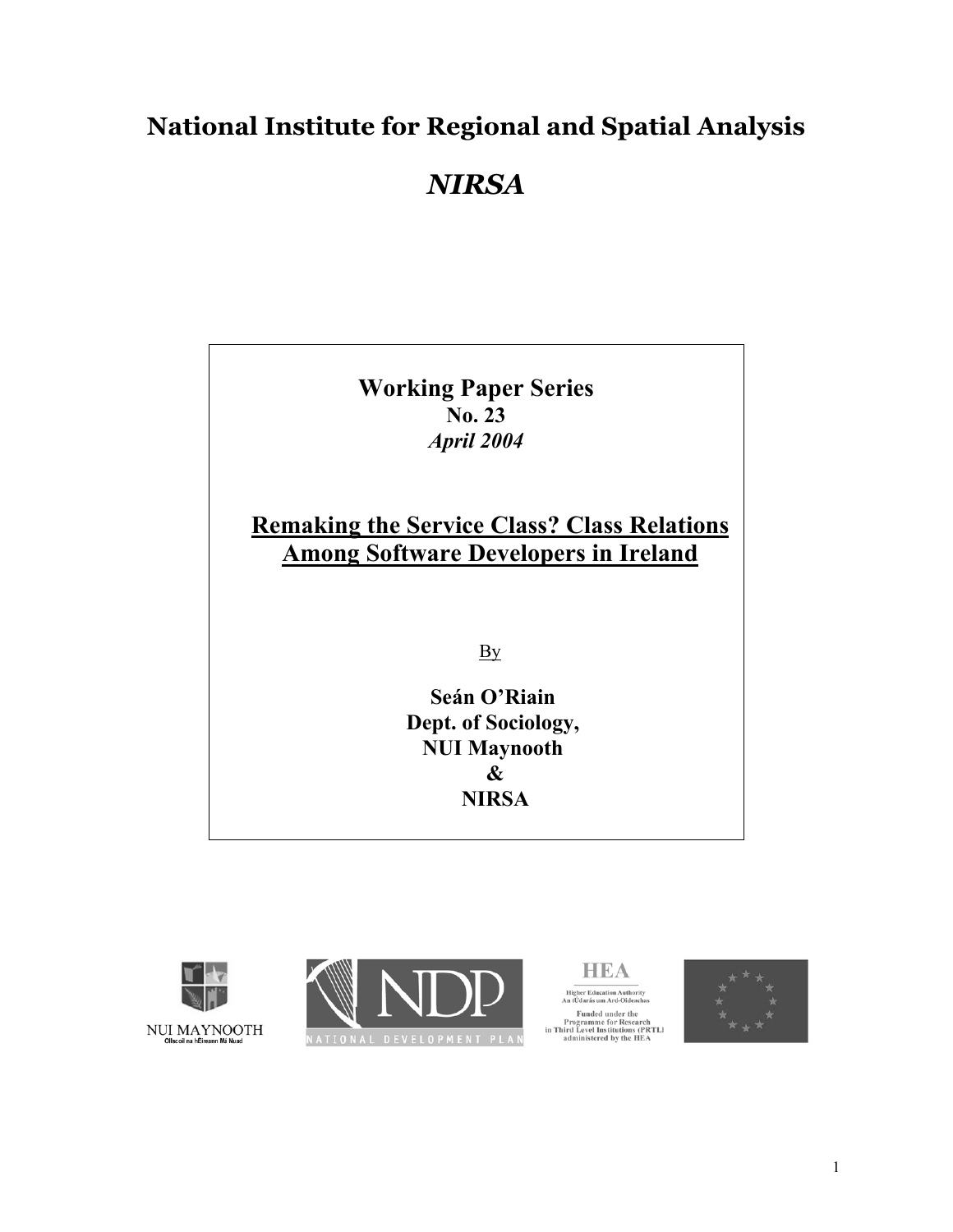# National Institute for Regional and Spatial Analysis

## *NIRSA*

**Working Paper Series**
**No. 23**
***April 2004***

## Remaking the Service Class? Class Relations Among Software Developers in Ireland

By

**Seán O'Riain**
**Dept. of Sociology,**
**NUI Maynooth**
**&**
**NIRSA**

NUI MAYNOOTH
Ollscoil na hÉireann Má Nuad

NDP
NATIONAL DEVELOPMENT PLAN

HEA
Higher Education Authority
An tÚdarás um Ard-Oideachas
Funded under the Programme for Research in Third Level Institutions (PRTLI) administered by the HEA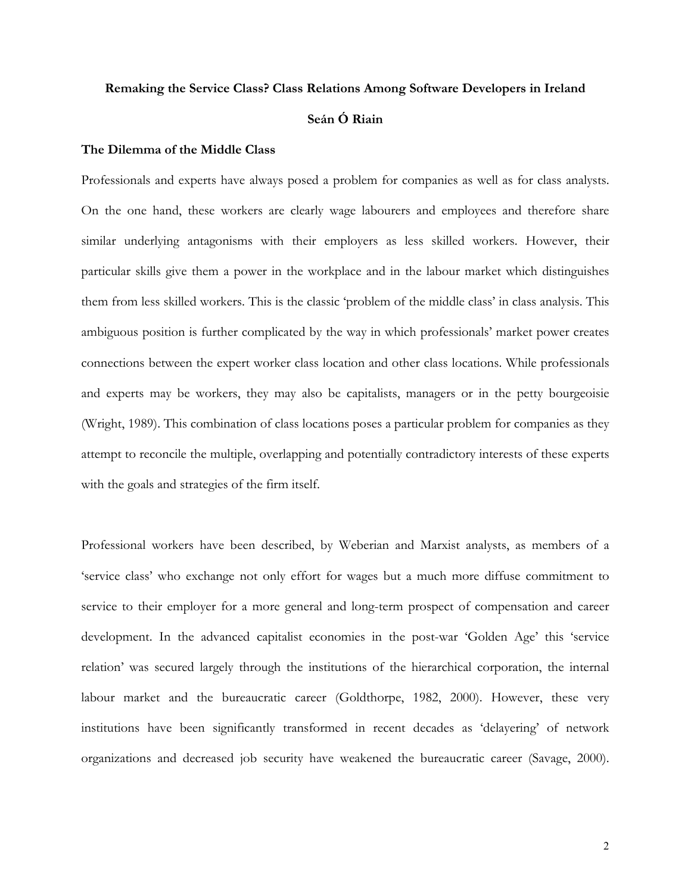**Remaking the Service Class? Class Relations Among Software Developers in Ireland**

**Seán Ó Riain**

## The Dilemma of the Middle Class

Professionals and experts have always posed a problem for companies as well as for class analysts. On the one hand, these workers are clearly wage labourers and employees and therefore share similar underlying antagonisms with their employers as less skilled workers. However, their particular skills give them a power in the workplace and in the labour market which distinguishes them from less skilled workers. This is the classic 'problem of the middle class' in class analysis. This ambiguous position is further complicated by the way in which professionals' market power creates connections between the expert worker class location and other class locations. While professionals and experts may be workers, they may also be capitalists, managers or in the petty bourgeoisie (Wright, 1989). This combination of class locations poses a particular problem for companies as they attempt to reconcile the multiple, overlapping and potentially contradictory interests of these experts with the goals and strategies of the firm itself.

Professional workers have been described, by Weberian and Marxist analysts, as members of a 'service class' who exchange not only effort for wages but a much more diffuse commitment to service to their employer for a more general and long-term prospect of compensation and career development. In the advanced capitalist economies in the post-war 'Golden Age' this 'service relation' was secured largely through the institutions of the hierarchical corporation, the internal labour market and the bureaucratic career (Goldthorpe, 1982, 2000). However, these very institutions have been significantly transformed in recent decades as 'delayering' of network organizations and decreased job security have weakened the bureaucratic career (Savage, 2000).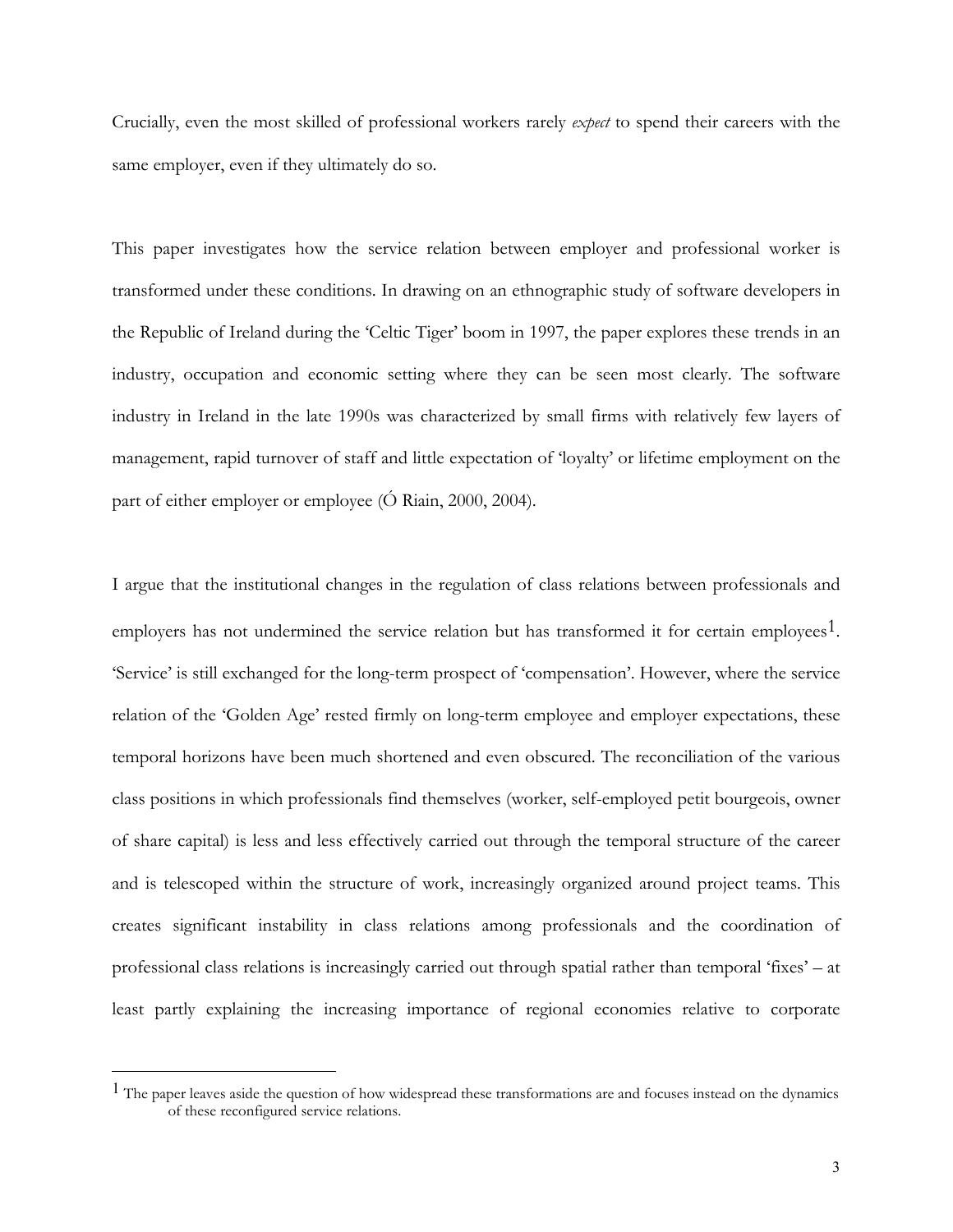Crucially, even the most skilled of professional workers rarely *expect* to spend their careers with the same employer, even if they ultimately do so.

This paper investigates how the service relation between employer and professional worker is transformed under these conditions. In drawing on an ethnographic study of software developers in the Republic of Ireland during the 'Celtic Tiger' boom in 1997, the paper explores these trends in an industry, occupation and economic setting where they can be seen most clearly. The software industry in Ireland in the late 1990s was characterized by small firms with relatively few layers of management, rapid turnover of staff and little expectation of 'loyalty' or lifetime employment on the part of either employer or employee (Ó Riain, 2000, 2004).

I argue that the institutional changes in the regulation of class relations between professionals and employers has not undermined the service relation but has transformed it for certain employees[1]. 'Service' is still exchanged for the long-term prospect of 'compensation'. However, where the service relation of the 'Golden Age' rested firmly on long-term employee and employer expectations, these temporal horizons have been much shortened and even obscured. The reconciliation of the various class positions in which professionals find themselves (worker, self-employed petit bourgeois, owner of share capital) is less and less effectively carried out through the temporal structure of the career and is telescoped within the structure of work, increasingly organized around project teams. This creates significant instability in class relations among professionals and the coordination of professional class relations is increasingly carried out through spatial rather than temporal 'fixes' – at least partly explaining the increasing importance of regional economies relative to corporate

[1] The paper leaves aside the question of how widespread these transformations are and focuses instead on the dynamics of these reconfigured service relations.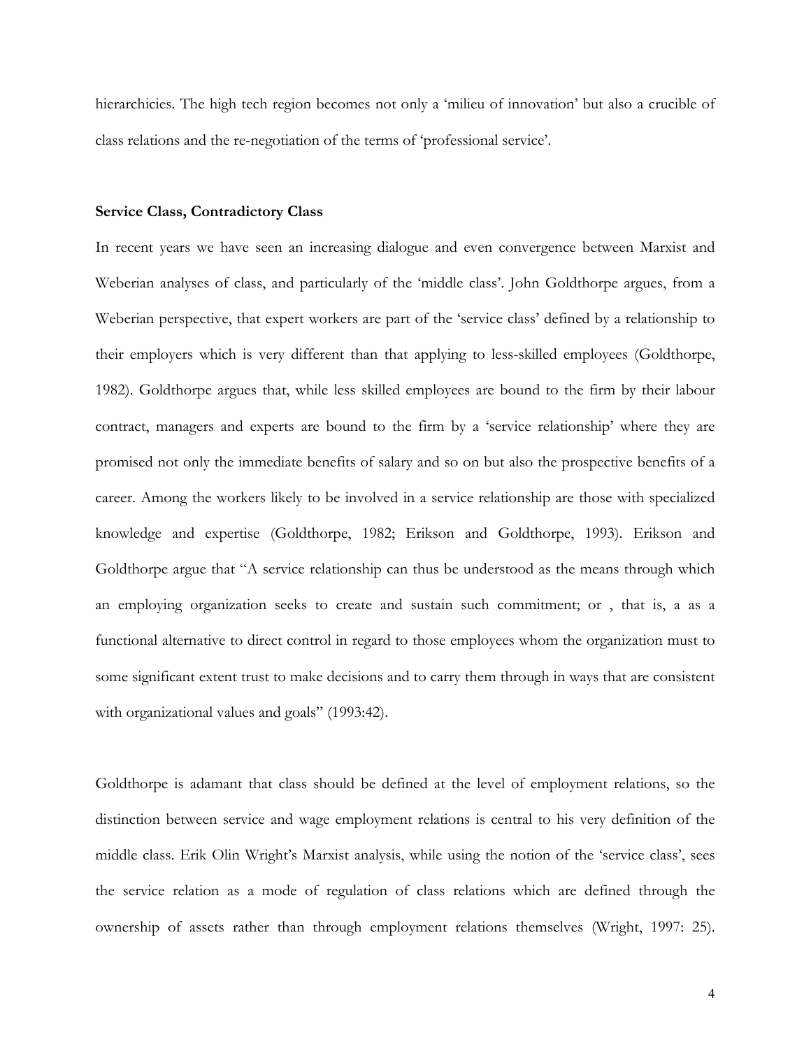hierarchicies. The high tech region becomes not only a 'milieu of innovation' but also a crucible of class relations and the re-negotiation of the terms of 'professional service'.

**Service Class, Contradictory Class**

In recent years we have seen an increasing dialogue and even convergence between Marxist and Weberian analyses of class, and particularly of the 'middle class'. John Goldthorpe argues, from a Weberian perspective, that expert workers are part of the 'service class' defined by a relationship to their employers which is very different than that applying to less-skilled employees (Goldthorpe, 1982). Goldthorpe argues that, while less skilled employees are bound to the firm by their labour contract, managers and experts are bound to the firm by a 'service relationship' where they are promised not only the immediate benefits of salary and so on but also the prospective benefits of a career. Among the workers likely to be involved in a service relationship are those with specialized knowledge and expertise (Goldthorpe, 1982; Erikson and Goldthorpe, 1993). Erikson and Goldthorpe argue that "A service relationship can thus be understood as the means through which an employing organization seeks to create and sustain such commitment; or , that is, a as a functional alternative to direct control in regard to those employees whom the organization must to some significant extent trust to make decisions and to carry them through in ways that are consistent with organizational values and goals" (1993:42).

Goldthorpe is adamant that class should be defined at the level of employment relations, so the distinction between service and wage employment relations is central to his very definition of the middle class. Erik Olin Wright's Marxist analysis, while using the notion of the 'service class', sees the service relation as a mode of regulation of class relations which are defined through the ownership of assets rather than through employment relations themselves (Wright, 1997: 25).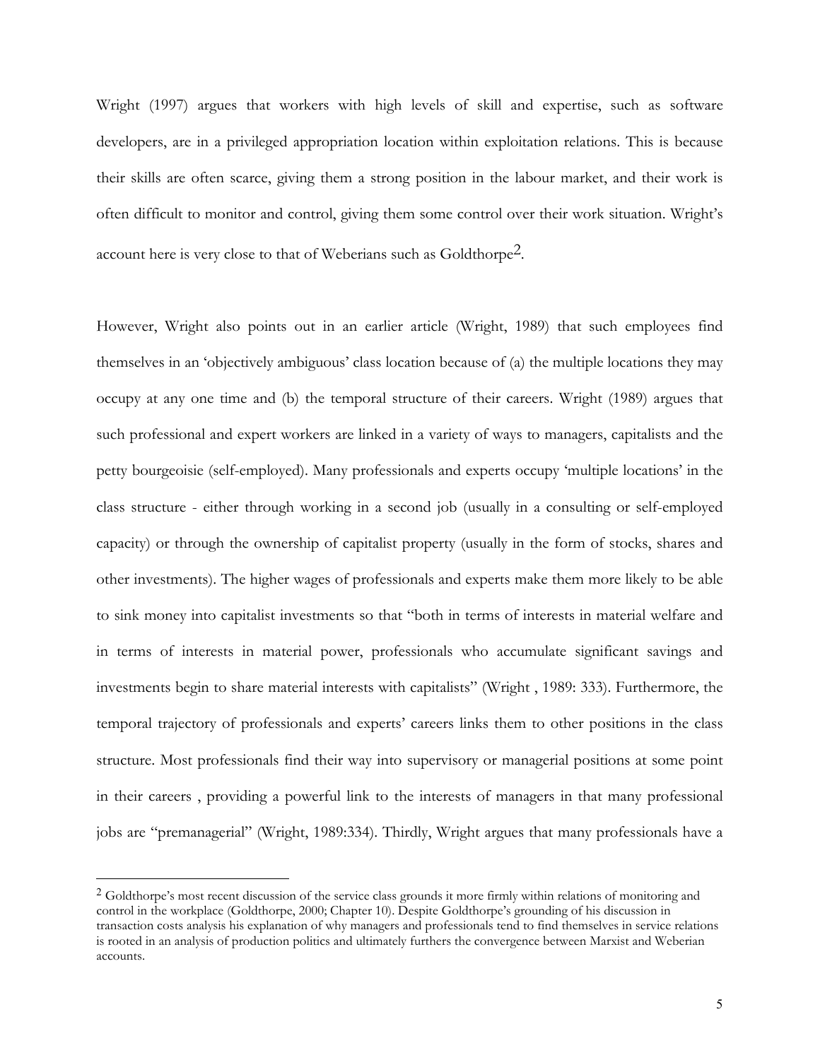Wright (1997) argues that workers with high levels of skill and expertise, such as software developers, are in a privileged appropriation location within exploitation relations. This is because their skills are often scarce, giving them a strong position in the labour market, and their work is often difficult to monitor and control, giving them some control over their work situation. Wright's account here is very close to that of Weberians such as Goldthorpe[2].

However, Wright also points out in an earlier article (Wright, 1989) that such employees find themselves in an 'objectively ambiguous' class location because of (a) the multiple locations they may occupy at any one time and (b) the temporal structure of their careers. Wright (1989) argues that such professional and expert workers are linked in a variety of ways to managers, capitalists and the petty bourgeoisie (self-employed). Many professionals and experts occupy 'multiple locations' in the class structure - either through working in a second job (usually in a consulting or self-employed capacity) or through the ownership of capitalist property (usually in the form of stocks, shares and other investments). The higher wages of professionals and experts make them more likely to be able to sink money into capitalist investments so that "both in terms of interests in material welfare and in terms of interests in material power, professionals who accumulate significant savings and investments begin to share material interests with capitalists" (Wright , 1989: 333). Furthermore, the temporal trajectory of professionals and experts' careers links them to other positions in the class structure. Most professionals find their way into supervisory or managerial positions at some point in their careers , providing a powerful link to the interests of managers in that many professional jobs are "premanagerial" (Wright, 1989:334). Thirdly, Wright argues that many professionals have a

[2] Goldthorpe's most recent discussion of the service class grounds it more firmly within relations of monitoring and control in the workplace (Goldthorpe, 2000; Chapter 10). Despite Goldthorpe's grounding of his discussion in transaction costs analysis his explanation of why managers and professionals tend to find themselves in service relations is rooted in an analysis of production politics and ultimately furthers the convergence between Marxist and Weberian accounts.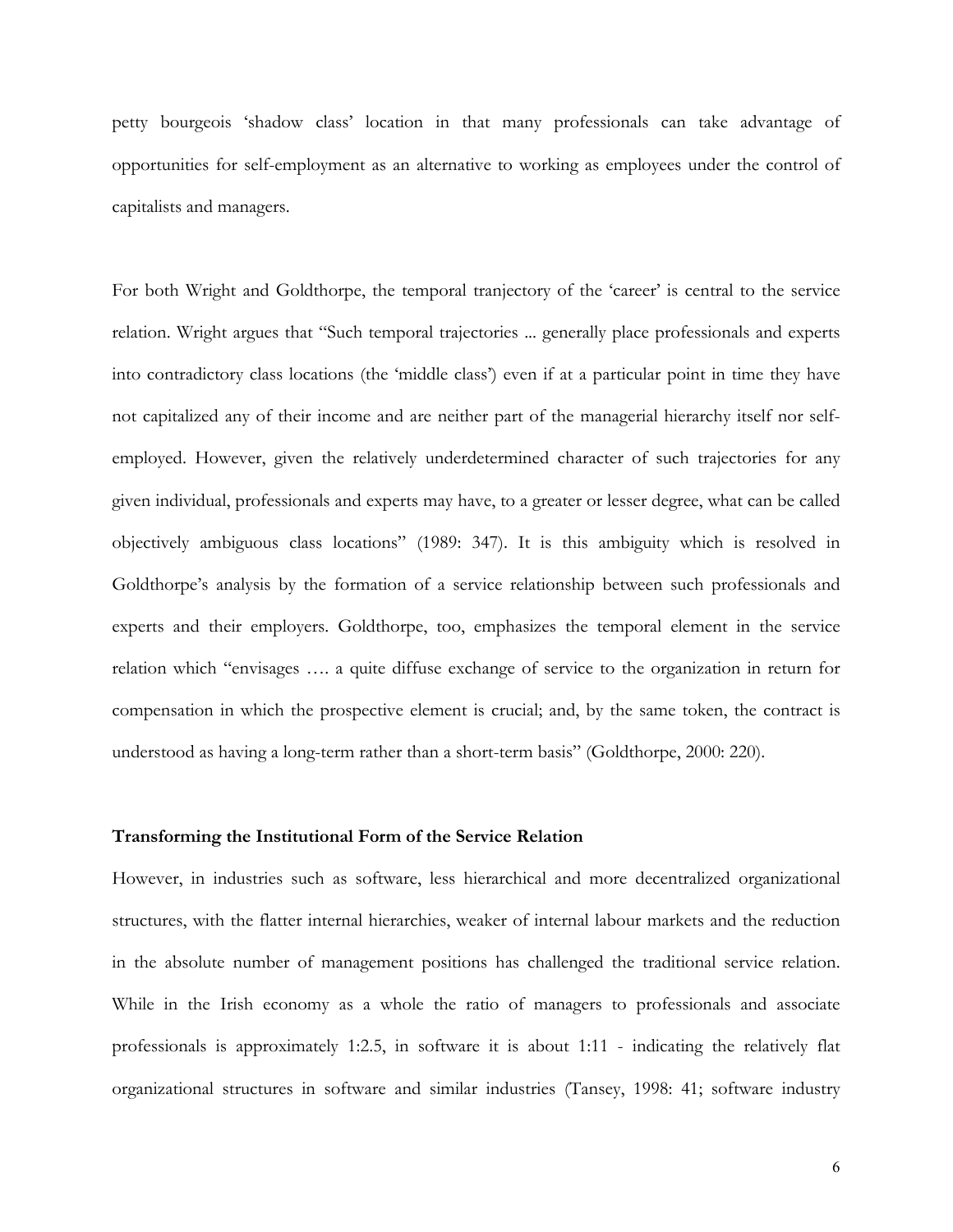petty bourgeois 'shadow class' location in that many professionals can take advantage of opportunities for self-employment as an alternative to working as employees under the control of capitalists and managers.

For both Wright and Goldthorpe, the temporal tranjectory of the 'career' is central to the service relation. Wright argues that "Such temporal trajectories ... generally place professionals and experts into contradictory class locations (the 'middle class') even if at a particular point in time they have not capitalized any of their income and are neither part of the managerial hierarchy itself nor self-employed. However, given the relatively underdetermined character of such trajectories for any given individual, professionals and experts may have, to a greater or lesser degree, what can be called objectively ambiguous class locations" (1989: 347). It is this ambiguity which is resolved in Goldthorpe's analysis by the formation of a service relationship between such professionals and experts and their employers. Goldthorpe, too, emphasizes the temporal element in the service relation which "envisages …. a quite diffuse exchange of service to the organization in return for compensation in which the prospective element is crucial; and, by the same token, the contract is understood as having a long-term rather than a short-term basis" (Goldthorpe, 2000: 220).

### Transforming the Institutional Form of the Service Relation

However, in industries such as software, less hierarchical and more decentralized organizational structures, with the flatter internal hierarchies, weaker of internal labour markets and the reduction in the absolute number of management positions has challenged the traditional service relation. While in the Irish economy as a whole the ratio of managers to professionals and associate professionals is approximately 1:2.5, in software it is about 1:11 - indicating the relatively flat organizational structures in software and similar industries (Tansey, 1998: 41; software industry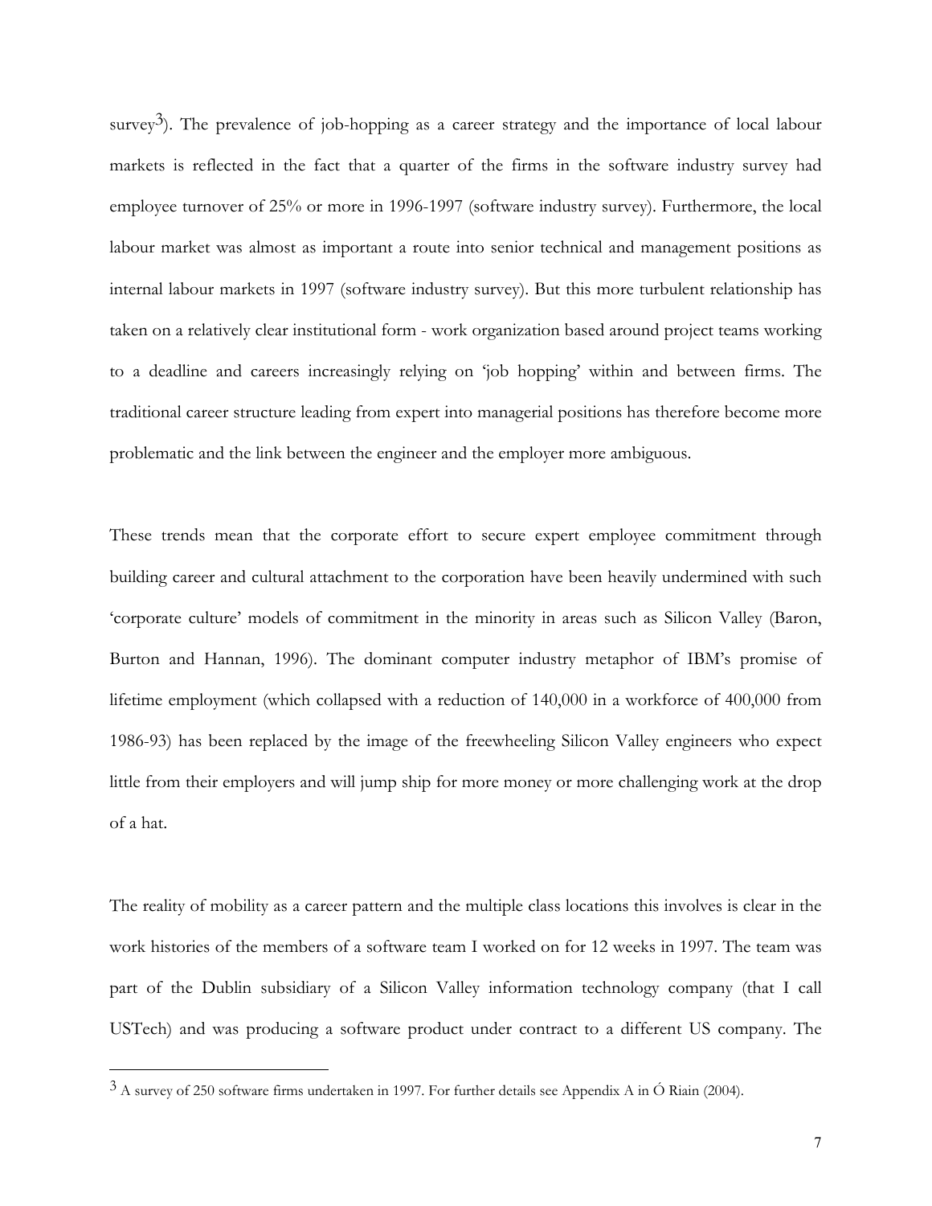survey[3]). The prevalence of job-hopping as a career strategy and the importance of local labour markets is reflected in the fact that a quarter of the firms in the software industry survey had employee turnover of 25% or more in 1996-1997 (software industry survey). Furthermore, the local labour market was almost as important a route into senior technical and management positions as internal labour markets in 1997 (software industry survey). But this more turbulent relationship has taken on a relatively clear institutional form - work organization based around project teams working to a deadline and careers increasingly relying on 'job hopping' within and between firms. The traditional career structure leading from expert into managerial positions has therefore become more problematic and the link between the engineer and the employer more ambiguous.

These trends mean that the corporate effort to secure expert employee commitment through building career and cultural attachment to the corporation have been heavily undermined with such 'corporate culture' models of commitment in the minority in areas such as Silicon Valley (Baron, Burton and Hannan, 1996). The dominant computer industry metaphor of IBM's promise of lifetime employment (which collapsed with a reduction of 140,000 in a workforce of 400,000 from 1986-93) has been replaced by the image of the freewheeling Silicon Valley engineers who expect little from their employers and will jump ship for more money or more challenging work at the drop of a hat.

The reality of mobility as a career pattern and the multiple class locations this involves is clear in the work histories of the members of a software team I worked on for 12 weeks in 1997. The team was part of the Dublin subsidiary of a Silicon Valley information technology company (that I call USTech) and was producing a software product under contract to a different US company. The

---

[3] A survey of 250 software firms undertaken in 1997. For further details see Appendix A in Ó Riain (2004).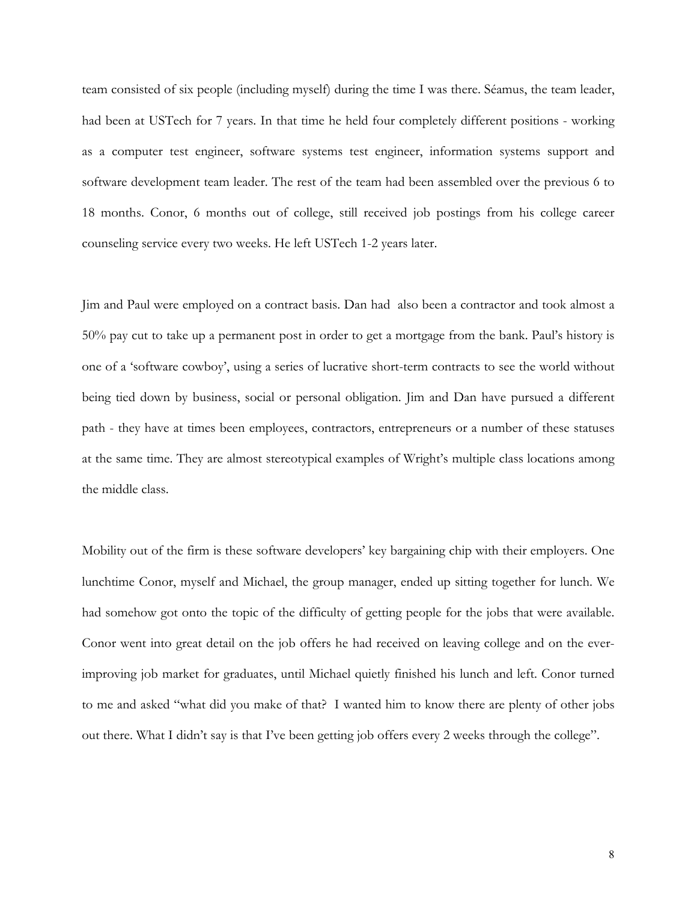team consisted of six people (including myself) during the time I was there. Séamus, the team leader, had been at USTech for 7 years. In that time he held four completely different positions - working as a computer test engineer, software systems test engineer, information systems support and software development team leader. The rest of the team had been assembled over the previous 6 to 18 months. Conor, 6 months out of college, still received job postings from his college career counseling service every two weeks. He left USTech 1-2 years later.

Jim and Paul were employed on a contract basis. Dan had also been a contractor and took almost a 50% pay cut to take up a permanent post in order to get a mortgage from the bank. Paul's history is one of a 'software cowboy', using a series of lucrative short-term contracts to see the world without being tied down by business, social or personal obligation. Jim and Dan have pursued a different path - they have at times been employees, contractors, entrepreneurs or a number of these statuses at the same time. They are almost stereotypical examples of Wright's multiple class locations among the middle class.

Mobility out of the firm is these software developers' key bargaining chip with their employers. One lunchtime Conor, myself and Michael, the group manager, ended up sitting together for lunch. We had somehow got onto the topic of the difficulty of getting people for the jobs that were available. Conor went into great detail on the job offers he had received on leaving college and on the ever-improving job market for graduates, until Michael quietly finished his lunch and left. Conor turned to me and asked "what did you make of that? I wanted him to know there are plenty of other jobs out there. What I didn't say is that I've been getting job offers every 2 weeks through the college".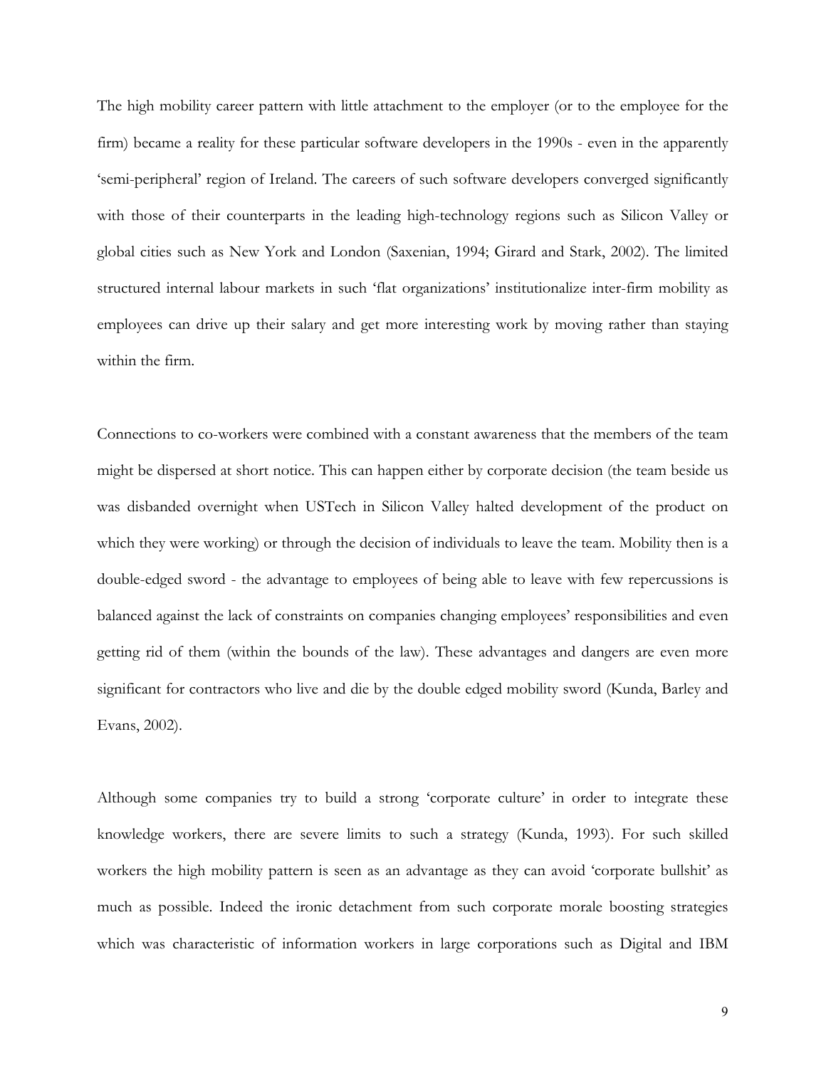The high mobility career pattern with little attachment to the employer (or to the employee for the firm) became a reality for these particular software developers in the 1990s - even in the apparently 'semi-peripheral' region of Ireland. The careers of such software developers converged significantly with those of their counterparts in the leading high-technology regions such as Silicon Valley or global cities such as New York and London (Saxenian, 1994; Girard and Stark, 2002). The limited structured internal labour markets in such 'flat organizations' institutionalize inter-firm mobility as employees can drive up their salary and get more interesting work by moving rather than staying within the firm.

Connections to co-workers were combined with a constant awareness that the members of the team might be dispersed at short notice. This can happen either by corporate decision (the team beside us was disbanded overnight when USTech in Silicon Valley halted development of the product on which they were working) or through the decision of individuals to leave the team. Mobility then is a double-edged sword - the advantage to employees of being able to leave with few repercussions is balanced against the lack of constraints on companies changing employees' responsibilities and even getting rid of them (within the bounds of the law). These advantages and dangers are even more significant for contractors who live and die by the double edged mobility sword (Kunda, Barley and Evans, 2002).

Although some companies try to build a strong 'corporate culture' in order to integrate these knowledge workers, there are severe limits to such a strategy (Kunda, 1993). For such skilled workers the high mobility pattern is seen as an advantage as they can avoid 'corporate bullshit' as much as possible. Indeed the ironic detachment from such corporate morale boosting strategies which was characteristic of information workers in large corporations such as Digital and IBM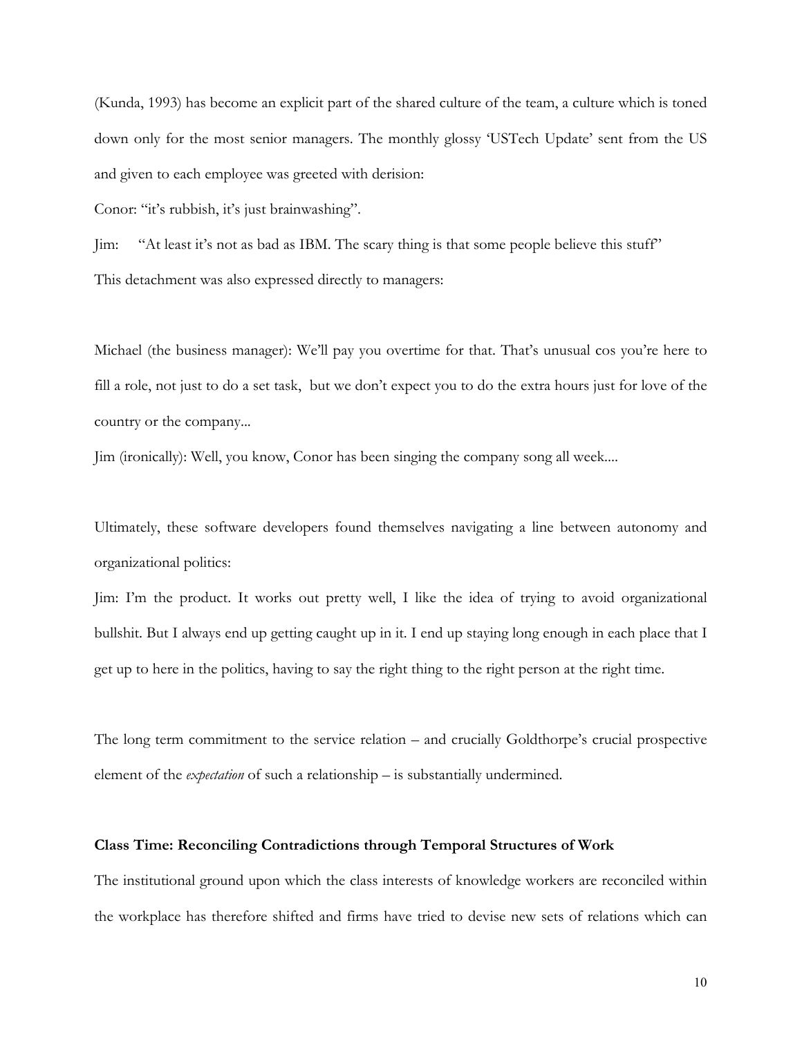(Kunda, 1993) has become an explicit part of the shared culture of the team, a culture which is toned down only for the most senior managers. The monthly glossy 'USTech Update' sent from the US and given to each employee was greeted with derision:

Conor: "it's rubbish, it's just brainwashing".

Jim: "At least it's not as bad as IBM. The scary thing is that some people believe this stuff"

This detachment was also expressed directly to managers:

Michael (the business manager): We'll pay you overtime for that. That's unusual cos you're here to fill a role, not just to do a set task, but we don't expect you to do the extra hours just for love of the country or the company...

Jim (ironically): Well, you know, Conor has been singing the company song all week....

Ultimately, these software developers found themselves navigating a line between autonomy and organizational politics:

Jim: I'm the product. It works out pretty well, I like the idea of trying to avoid organizational bullshit. But I always end up getting caught up in it. I end up staying long enough in each place that I get up to here in the politics, having to say the right thing to the right person at the right time.

The long term commitment to the service relation – and crucially Goldthorpe's crucial prospective element of the *expectation* of such a relationship – is substantially undermined.

## Class Time: Reconciling Contradictions through Temporal Structures of Work

The institutional ground upon which the class interests of knowledge workers are reconciled within the workplace has therefore shifted and firms have tried to devise new sets of relations which can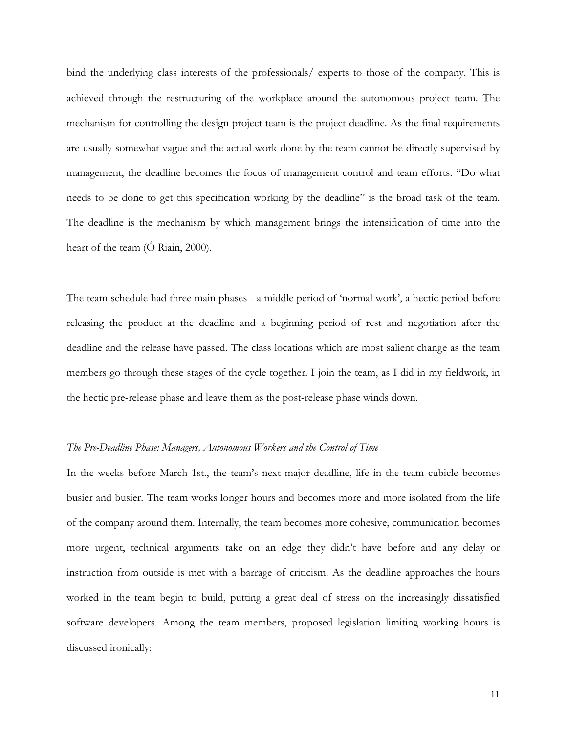bind the underlying class interests of the professionals/ experts to those of the company. This is achieved through the restructuring of the workplace around the autonomous project team. The mechanism for controlling the design project team is the project deadline. As the final requirements are usually somewhat vague and the actual work done by the team cannot be directly supervised by management, the deadline becomes the focus of management control and team efforts. "Do what needs to be done to get this specification working by the deadline" is the broad task of the team. The deadline is the mechanism by which management brings the intensification of time into the heart of the team (Ó Riain, 2000).

The team schedule had three main phases - a middle period of 'normal work', a hectic period before releasing the product at the deadline and a beginning period of rest and negotiation after the deadline and the release have passed. The class locations which are most salient change as the team members go through these stages of the cycle together. I join the team, as I did in my fieldwork, in the hectic pre-release phase and leave them as the post-release phase winds down.

### *The Pre-Deadline Phase: Managers, Autonomous Workers and the Control of Time*

In the weeks before March 1st., the team's next major deadline, life in the team cubicle becomes busier and busier. The team works longer hours and becomes more and more isolated from the life of the company around them. Internally, the team becomes more cohesive, communication becomes more urgent, technical arguments take on an edge they didn't have before and any delay or instruction from outside is met with a barrage of criticism. As the deadline approaches the hours worked in the team begin to build, putting a great deal of stress on the increasingly dissatisfied software developers. Among the team members, proposed legislation limiting working hours is discussed ironically: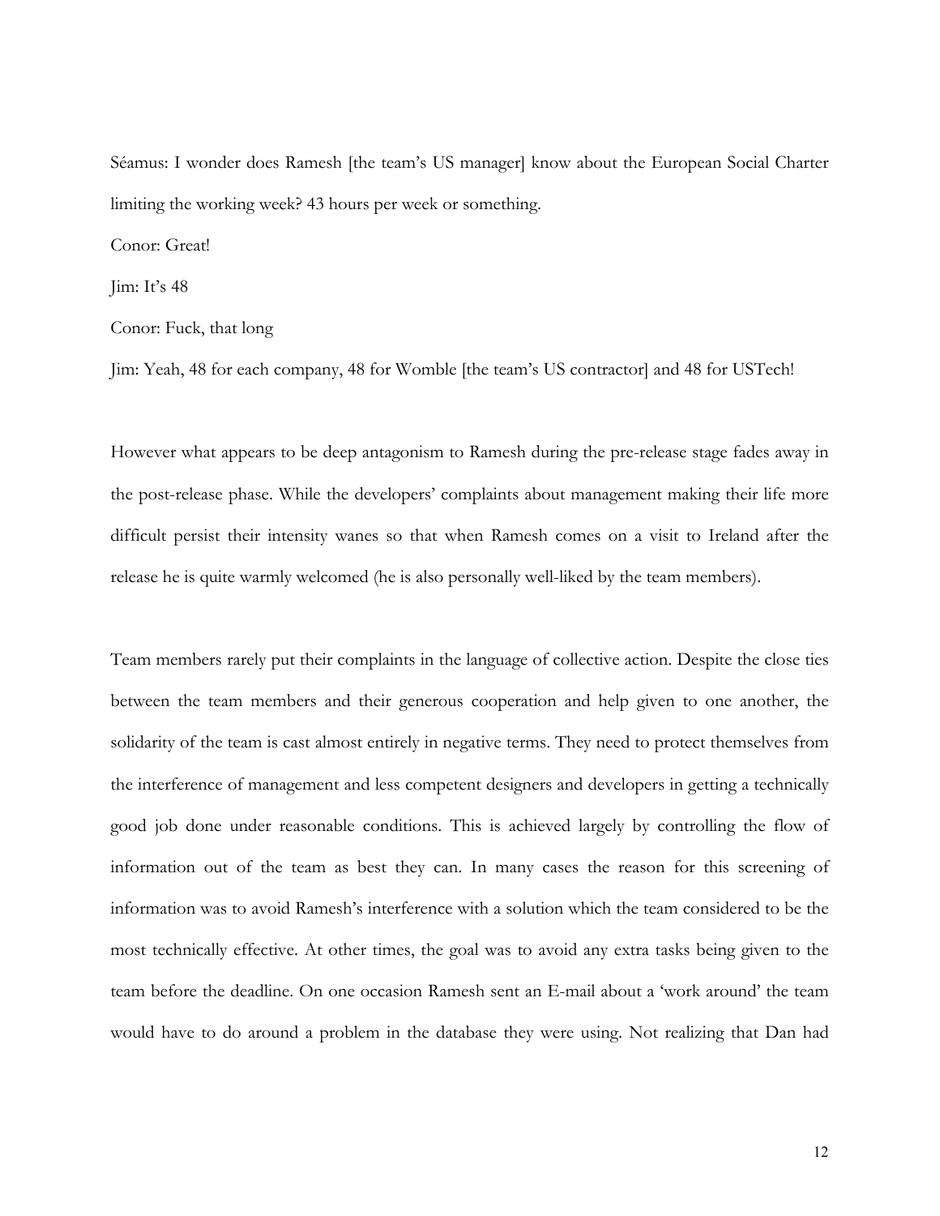Séamus: I wonder does Ramesh [the team's US manager] know about the European Social Charter limiting the working week? 43 hours per week or something.

Conor: Great!

Jim: It's 48

Conor: Fuck, that long

Jim: Yeah, 48 for each company, 48 for Womble [the team's US contractor] and 48 for USTech!

However what appears to be deep antagonism to Ramesh during the pre-release stage fades away in the post-release phase. While the developers' complaints about management making their life more difficult persist their intensity wanes so that when Ramesh comes on a visit to Ireland after the release he is quite warmly welcomed (he is also personally well-liked by the team members).

Team members rarely put their complaints in the language of collective action. Despite the close ties between the team members and their generous cooperation and help given to one another, the solidarity of the team is cast almost entirely in negative terms. They need to protect themselves from the interference of management and less competent designers and developers in getting a technically good job done under reasonable conditions. This is achieved largely by controlling the flow of information out of the team as best they can. In many cases the reason for this screening of information was to avoid Ramesh's interference with a solution which the team considered to be the most technically effective. At other times, the goal was to avoid any extra tasks being given to the team before the deadline. On one occasion Ramesh sent an E-mail about a 'work around' the team would have to do around a problem in the database they were using. Not realizing that Dan had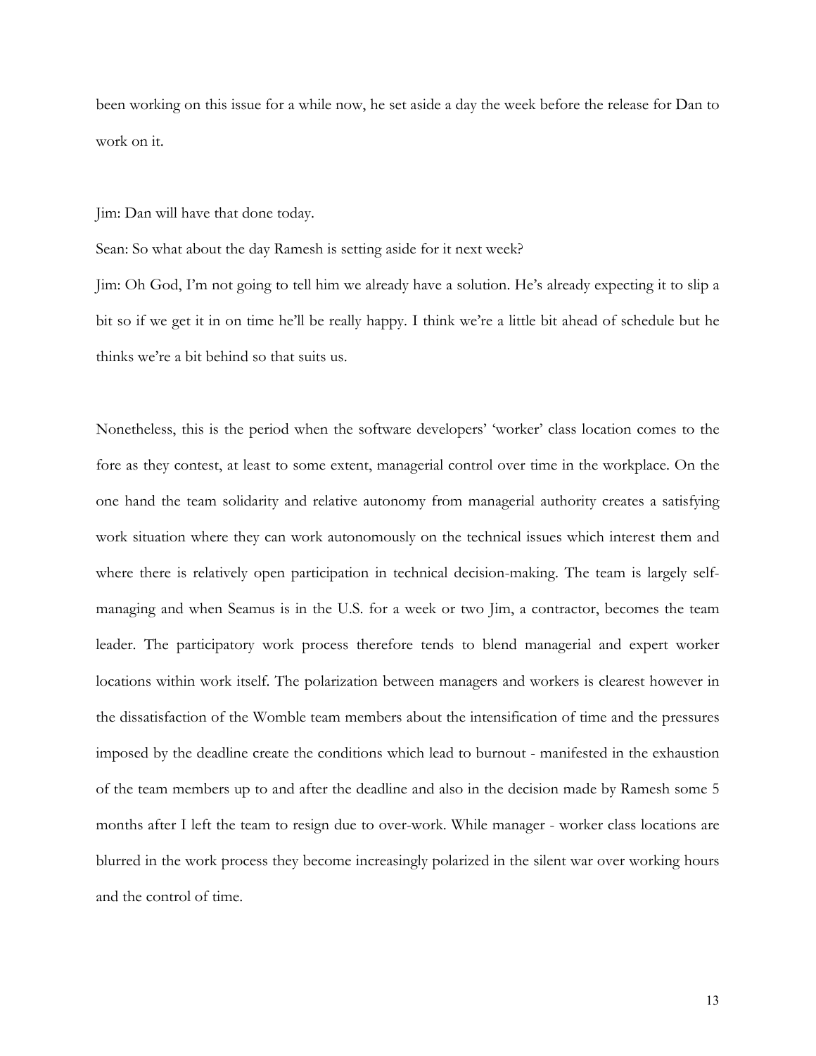been working on this issue for a while now, he set aside a day the week before the release for Dan to work on it.

Jim: Dan will have that done today.

Sean: So what about the day Ramesh is setting aside for it next week?

Jim: Oh God, I'm not going to tell him we already have a solution. He's already expecting it to slip a bit so if we get it in on time he'll be really happy. I think we're a little bit ahead of schedule but he thinks we're a bit behind so that suits us.

Nonetheless, this is the period when the software developers' 'worker' class location comes to the fore as they contest, at least to some extent, managerial control over time in the workplace. On the one hand the team solidarity and relative autonomy from managerial authority creates a satisfying work situation where they can work autonomously on the technical issues which interest them and where there is relatively open participation in technical decision-making. The team is largely self-managing and when Seamus is in the U.S. for a week or two Jim, a contractor, becomes the team leader. The participatory work process therefore tends to blend managerial and expert worker locations within work itself. The polarization between managers and workers is clearest however in the dissatisfaction of the Womble team members about the intensification of time and the pressures imposed by the deadline create the conditions which lead to burnout - manifested in the exhaustion of the team members up to and after the deadline and also in the decision made by Ramesh some 5 months after I left the team to resign due to over-work. While manager - worker class locations are blurred in the work process they become increasingly polarized in the silent war over working hours and the control of time.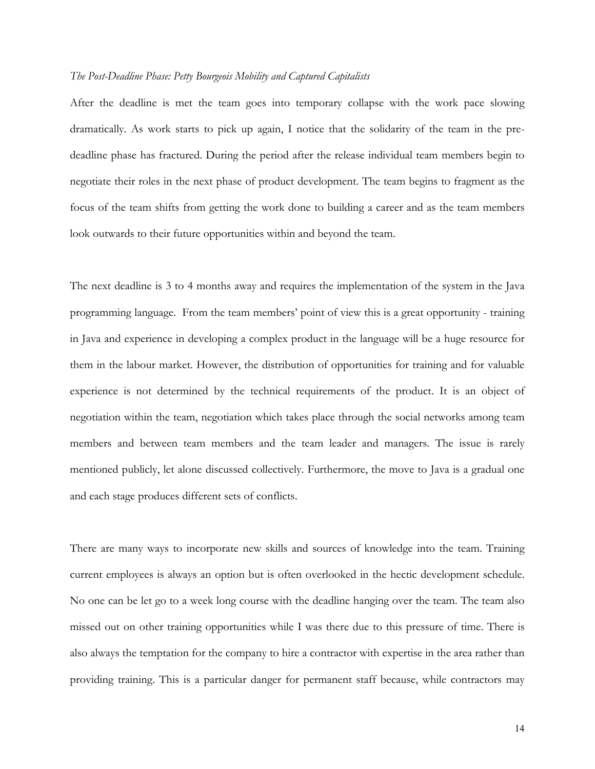*The Post-Deadline Phase: Petty Bourgeois Mobility and Captured Capitalists*

After the deadline is met the team goes into temporary collapse with the work pace slowing dramatically. As work starts to pick up again, I notice that the solidarity of the team in the pre-deadline phase has fractured. During the period after the release individual team members begin to negotiate their roles in the next phase of product development. The team begins to fragment as the focus of the team shifts from getting the work done to building a career and as the team members look outwards to their future opportunities within and beyond the team.

The next deadline is 3 to 4 months away and requires the implementation of the system in the Java programming language. From the team members' point of view this is a great opportunity - training in Java and experience in developing a complex product in the language will be a huge resource for them in the labour market. However, the distribution of opportunities for training and for valuable experience is not determined by the technical requirements of the product. It is an object of negotiation within the team, negotiation which takes place through the social networks among team members and between team members and the team leader and managers. The issue is rarely mentioned publicly, let alone discussed collectively. Furthermore, the move to Java is a gradual one and each stage produces different sets of conflicts.

There are many ways to incorporate new skills and sources of knowledge into the team. Training current employees is always an option but is often overlooked in the hectic development schedule. No one can be let go to a week long course with the deadline hanging over the team. The team also missed out on other training opportunities while I was there due to this pressure of time. There is also always the temptation for the company to hire a contractor with expertise in the area rather than providing training. This is a particular danger for permanent staff because, while contractors may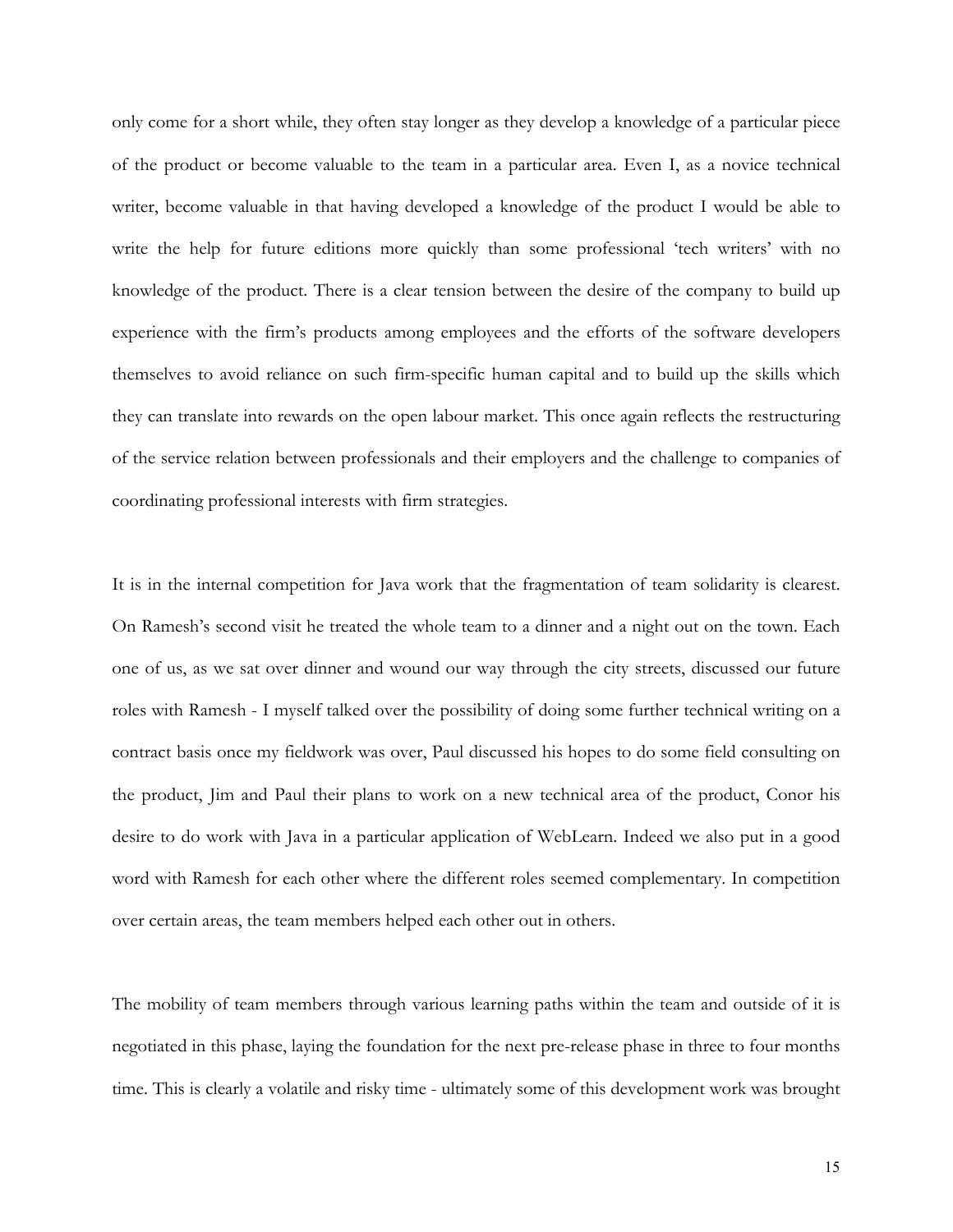only come for a short while, they often stay longer as they develop a knowledge of a particular piece of the product or become valuable to the team in a particular area. Even I, as a novice technical writer, become valuable in that having developed a knowledge of the product I would be able to write the help for future editions more quickly than some professional 'tech writers' with no knowledge of the product. There is a clear tension between the desire of the company to build up experience with the firm's products among employees and the efforts of the software developers themselves to avoid reliance on such firm-specific human capital and to build up the skills which they can translate into rewards on the open labour market. This once again reflects the restructuring of the service relation between professionals and their employers and the challenge to companies of coordinating professional interests with firm strategies.

It is in the internal competition for Java work that the fragmentation of team solidarity is clearest. On Ramesh's second visit he treated the whole team to a dinner and a night out on the town. Each one of us, as we sat over dinner and wound our way through the city streets, discussed our future roles with Ramesh - I myself talked over the possibility of doing some further technical writing on a contract basis once my fieldwork was over, Paul discussed his hopes to do some field consulting on the product, Jim and Paul their plans to work on a new technical area of the product, Conor his desire to do work with Java in a particular application of WebLearn. Indeed we also put in a good word with Ramesh for each other where the different roles seemed complementary. In competition over certain areas, the team members helped each other out in others.

The mobility of team members through various learning paths within the team and outside of it is negotiated in this phase, laying the foundation for the next pre-release phase in three to four months time. This is clearly a volatile and risky time - ultimately some of this development work was brought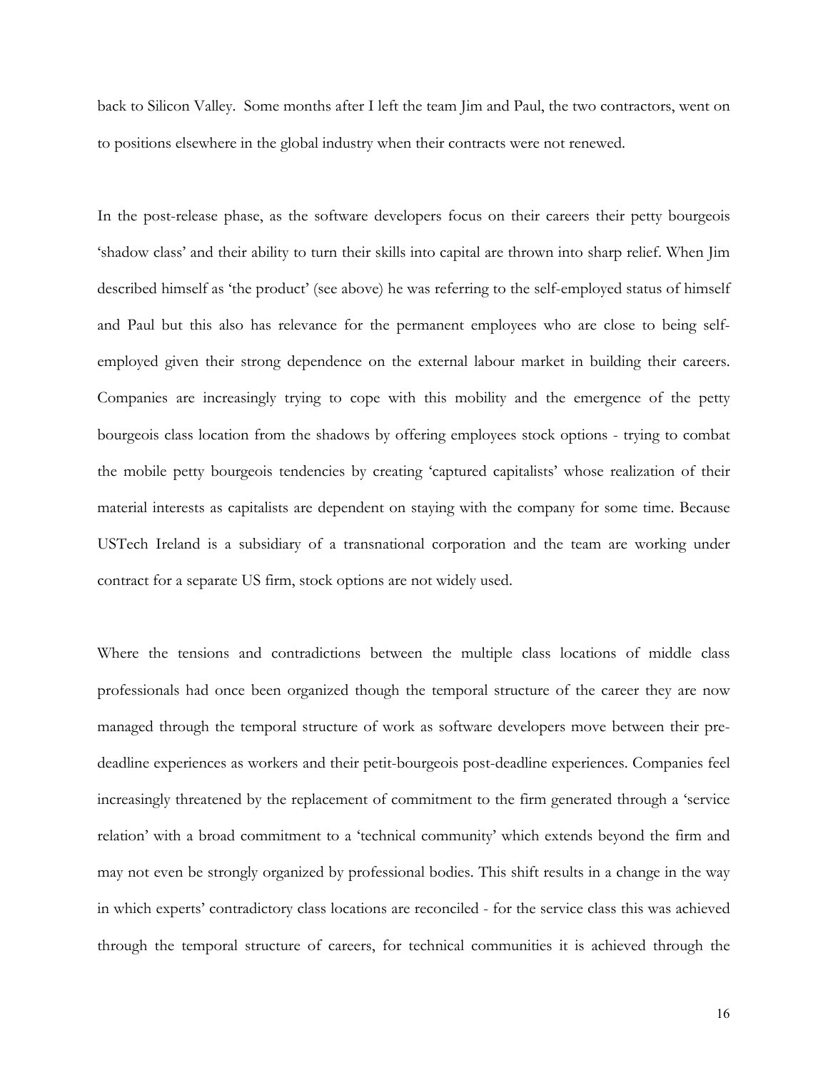back to Silicon Valley. Some months after I left the team Jim and Paul, the two contractors, went on to positions elsewhere in the global industry when their contracts were not renewed.

In the post-release phase, as the software developers focus on their careers their petty bourgeois 'shadow class' and their ability to turn their skills into capital are thrown into sharp relief. When Jim described himself as 'the product' (see above) he was referring to the self-employed status of himself and Paul but this also has relevance for the permanent employees who are close to being self-employed given their strong dependence on the external labour market in building their careers. Companies are increasingly trying to cope with this mobility and the emergence of the petty bourgeois class location from the shadows by offering employees stock options - trying to combat the mobile petty bourgeois tendencies by creating 'captured capitalists' whose realization of their material interests as capitalists are dependent on staying with the company for some time. Because USTech Ireland is a subsidiary of a transnational corporation and the team are working under contract for a separate US firm, stock options are not widely used.

Where the tensions and contradictions between the multiple class locations of middle class professionals had once been organized though the temporal structure of the career they are now managed through the temporal structure of work as software developers move between their pre-deadline experiences as workers and their petit-bourgeois post-deadline experiences. Companies feel increasingly threatened by the replacement of commitment to the firm generated through a 'service relation' with a broad commitment to a 'technical community' which extends beyond the firm and may not even be strongly organized by professional bodies. This shift results in a change in the way in which experts' contradictory class locations are reconciled - for the service class this was achieved through the temporal structure of careers, for technical communities it is achieved through the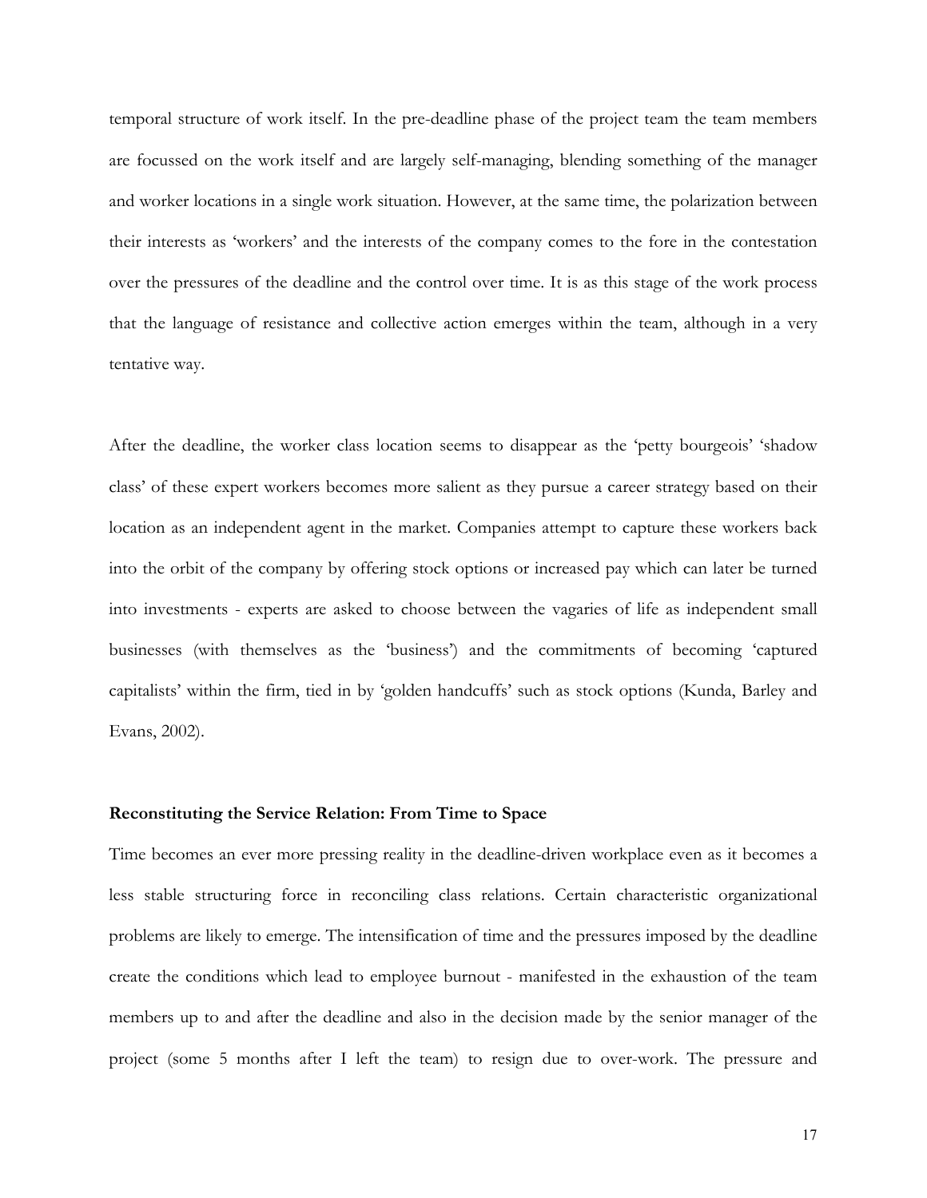temporal structure of work itself. In the pre-deadline phase of the project team the team members are focussed on the work itself and are largely self-managing, blending something of the manager and worker locations in a single work situation. However, at the same time, the polarization between their interests as 'workers' and the interests of the company comes to the fore in the contestation over the pressures of the deadline and the control over time. It is as this stage of the work process that the language of resistance and collective action emerges within the team, although in a very tentative way.

After the deadline, the worker class location seems to disappear as the 'petty bourgeois' 'shadow class' of these expert workers becomes more salient as they pursue a career strategy based on their location as an independent agent in the market. Companies attempt to capture these workers back into the orbit of the company by offering stock options or increased pay which can later be turned into investments - experts are asked to choose between the vagaries of life as independent small businesses (with themselves as the 'business') and the commitments of becoming 'captured capitalists' within the firm, tied in by 'golden handcuffs' such as stock options (Kunda, Barley and Evans, 2002).

### Reconstituting the Service Relation: From Time to Space

Time becomes an ever more pressing reality in the deadline-driven workplace even as it becomes a less stable structuring force in reconciling class relations. Certain characteristic organizational problems are likely to emerge. The intensification of time and the pressures imposed by the deadline create the conditions which lead to employee burnout - manifested in the exhaustion of the team members up to and after the deadline and also in the decision made by the senior manager of the project (some 5 months after I left the team) to resign due to over-work. The pressure and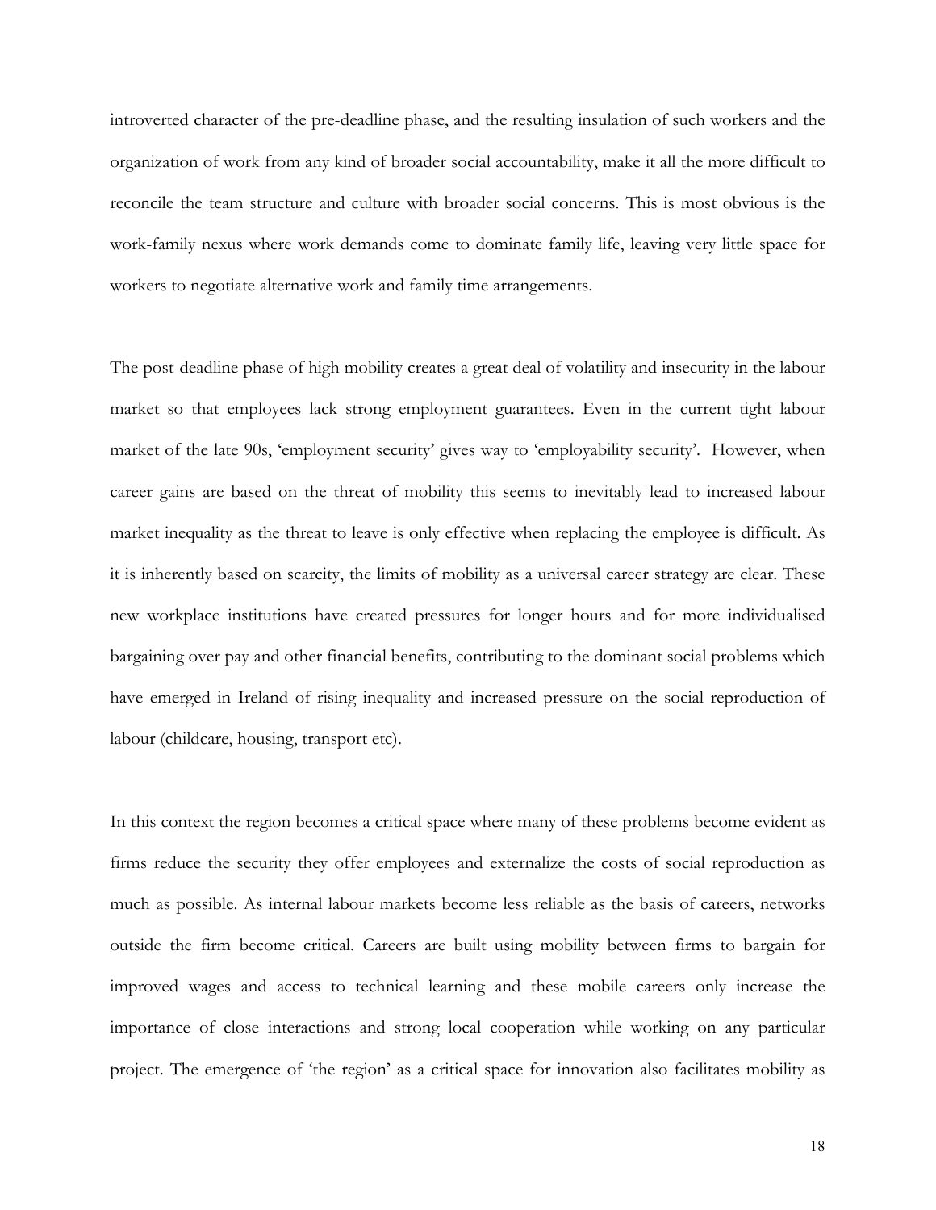introverted character of the pre-deadline phase, and the resulting insulation of such workers and the organization of work from any kind of broader social accountability, make it all the more difficult to reconcile the team structure and culture with broader social concerns. This is most obvious is the work-family nexus where work demands come to dominate family life, leaving very little space for workers to negotiate alternative work and family time arrangements.

The post-deadline phase of high mobility creates a great deal of volatility and insecurity in the labour market so that employees lack strong employment guarantees. Even in the current tight labour market of the late 90s, 'employment security' gives way to 'employability security'. However, when career gains are based on the threat of mobility this seems to inevitably lead to increased labour market inequality as the threat to leave is only effective when replacing the employee is difficult. As it is inherently based on scarcity, the limits of mobility as a universal career strategy are clear. These new workplace institutions have created pressures for longer hours and for more individualised bargaining over pay and other financial benefits, contributing to the dominant social problems which have emerged in Ireland of rising inequality and increased pressure on the social reproduction of labour (childcare, housing, transport etc).

In this context the region becomes a critical space where many of these problems become evident as firms reduce the security they offer employees and externalize the costs of social reproduction as much as possible. As internal labour markets become less reliable as the basis of careers, networks outside the firm become critical. Careers are built using mobility between firms to bargain for improved wages and access to technical learning and these mobile careers only increase the importance of close interactions and strong local cooperation while working on any particular project. The emergence of 'the region' as a critical space for innovation also facilitates mobility as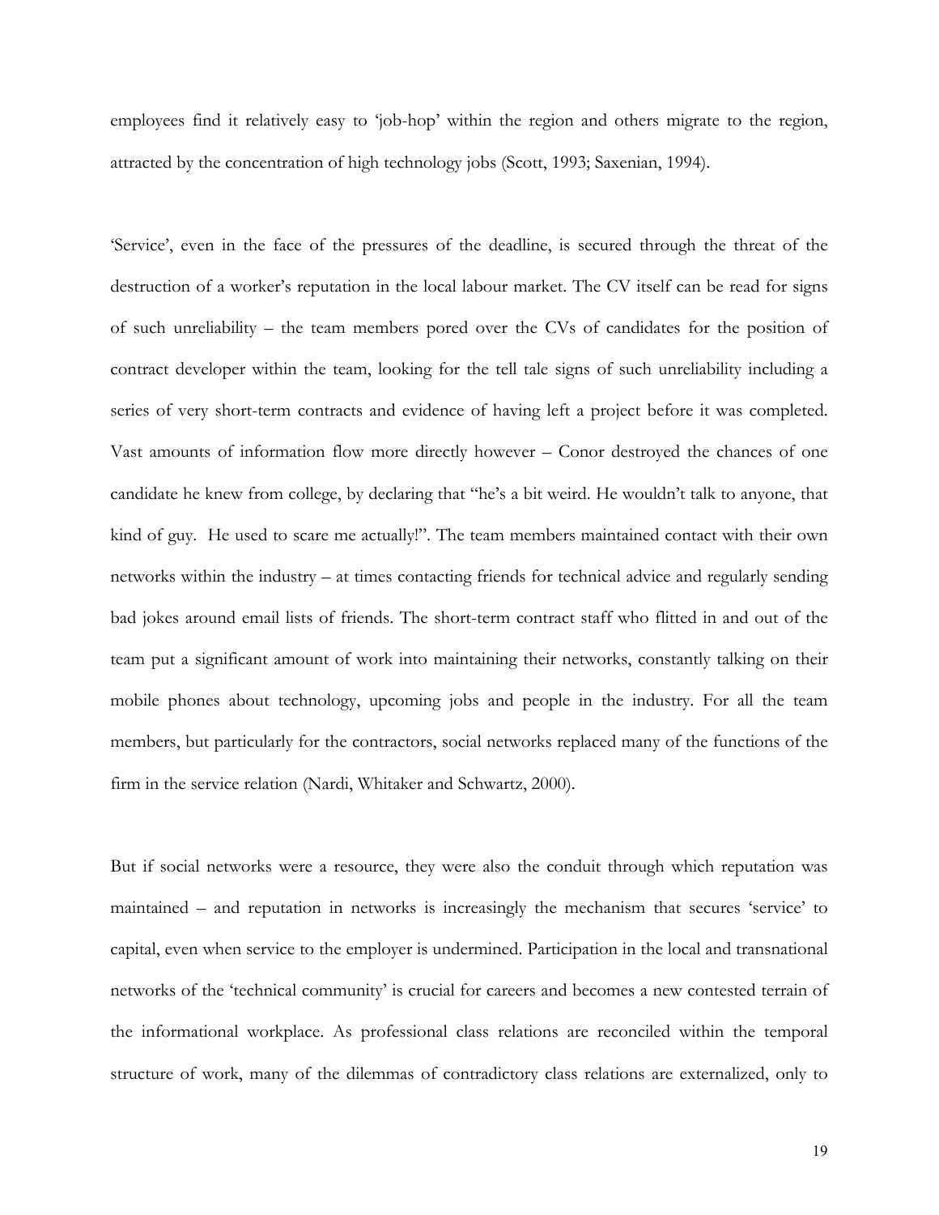employees find it relatively easy to 'job-hop' within the region and others migrate to the region, attracted by the concentration of high technology jobs (Scott, 1993; Saxenian, 1994).

'Service', even in the face of the pressures of the deadline, is secured through the threat of the destruction of a worker's reputation in the local labour market. The CV itself can be read for signs of such unreliability – the team members pored over the CVs of candidates for the position of contract developer within the team, looking for the tell tale signs of such unreliability including a series of very short-term contracts and evidence of having left a project before it was completed. Vast amounts of information flow more directly however – Conor destroyed the chances of one candidate he knew from college, by declaring that "he's a bit weird. He wouldn't talk to anyone, that kind of guy. He used to scare me actually!". The team members maintained contact with their own networks within the industry – at times contacting friends for technical advice and regularly sending bad jokes around email lists of friends. The short-term contract staff who flitted in and out of the team put a significant amount of work into maintaining their networks, constantly talking on their mobile phones about technology, upcoming jobs and people in the industry. For all the team members, but particularly for the contractors, social networks replaced many of the functions of the firm in the service relation (Nardi, Whitaker and Schwartz, 2000).

But if social networks were a resource, they were also the conduit through which reputation was maintained – and reputation in networks is increasingly the mechanism that secures 'service' to capital, even when service to the employer is undermined. Participation in the local and transnational networks of the 'technical community' is crucial for careers and becomes a new contested terrain of the informational workplace. As professional class relations are reconciled within the temporal structure of work, many of the dilemmas of contradictory class relations are externalized, only to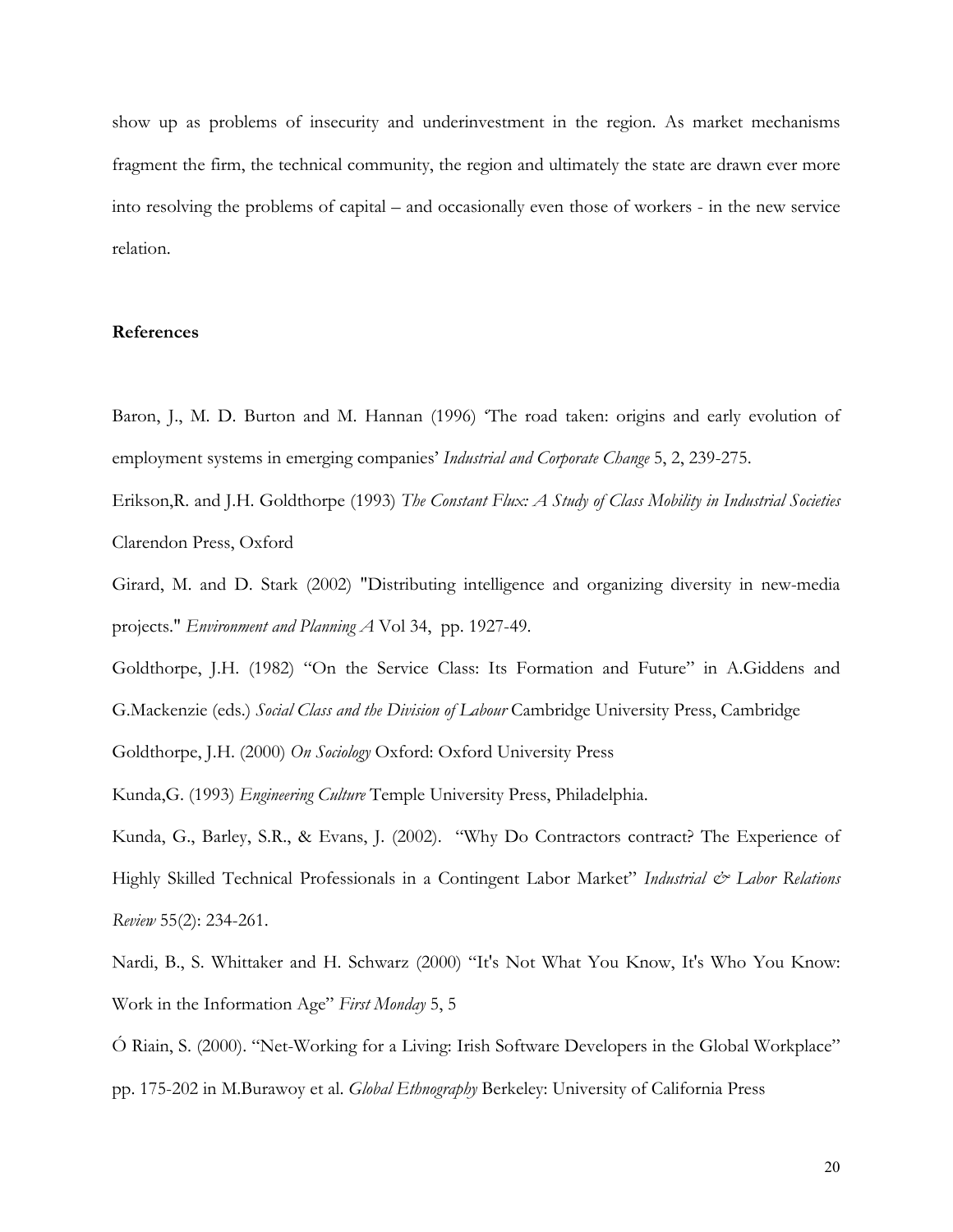show up as problems of insecurity and underinvestment in the region. As market mechanisms fragment the firm, the technical community, the region and ultimately the state are drawn ever more into resolving the problems of capital – and occasionally even those of workers - in the new service relation.

## References

Baron, J., M. D. Burton and M. Hannan (1996) 'The road taken: origins and early evolution of employment systems in emerging companies' *Industrial and Corporate Change* 5, 2, 239-275.

Erikson,R. and J.H. Goldthorpe (1993) *The Constant Flux: A Study of Class Mobility in Industrial Societies* Clarendon Press, Oxford

Girard, M. and D. Stark (2002) "Distributing intelligence and organizing diversity in new-media projects." *Environment and Planning A* Vol 34, pp. 1927-49.

Goldthorpe, J.H. (1982) "On the Service Class: Its Formation and Future" in A.Giddens and G.Mackenzie (eds.) *Social Class and the Division of Labour* Cambridge University Press, Cambridge

Goldthorpe, J.H. (2000) *On Sociology* Oxford: Oxford University Press

Kunda,G. (1993) *Engineering Culture* Temple University Press, Philadelphia.

Kunda, G., Barley, S.R., & Evans, J. (2002). "Why Do Contractors contract? The Experience of Highly Skilled Technical Professionals in a Contingent Labor Market" *Industrial & Labor Relations Review* 55(2): 234-261.

Nardi, B., S. Whittaker and H. Schwarz (2000) "It's Not What You Know, It's Who You Know: Work in the Information Age" *First Monday* 5, 5

Ó Riain, S. (2000). "Net-Working for a Living: Irish Software Developers in the Global Workplace" pp. 175-202 in M.Burawoy et al. *Global Ethnography* Berkeley: University of California Press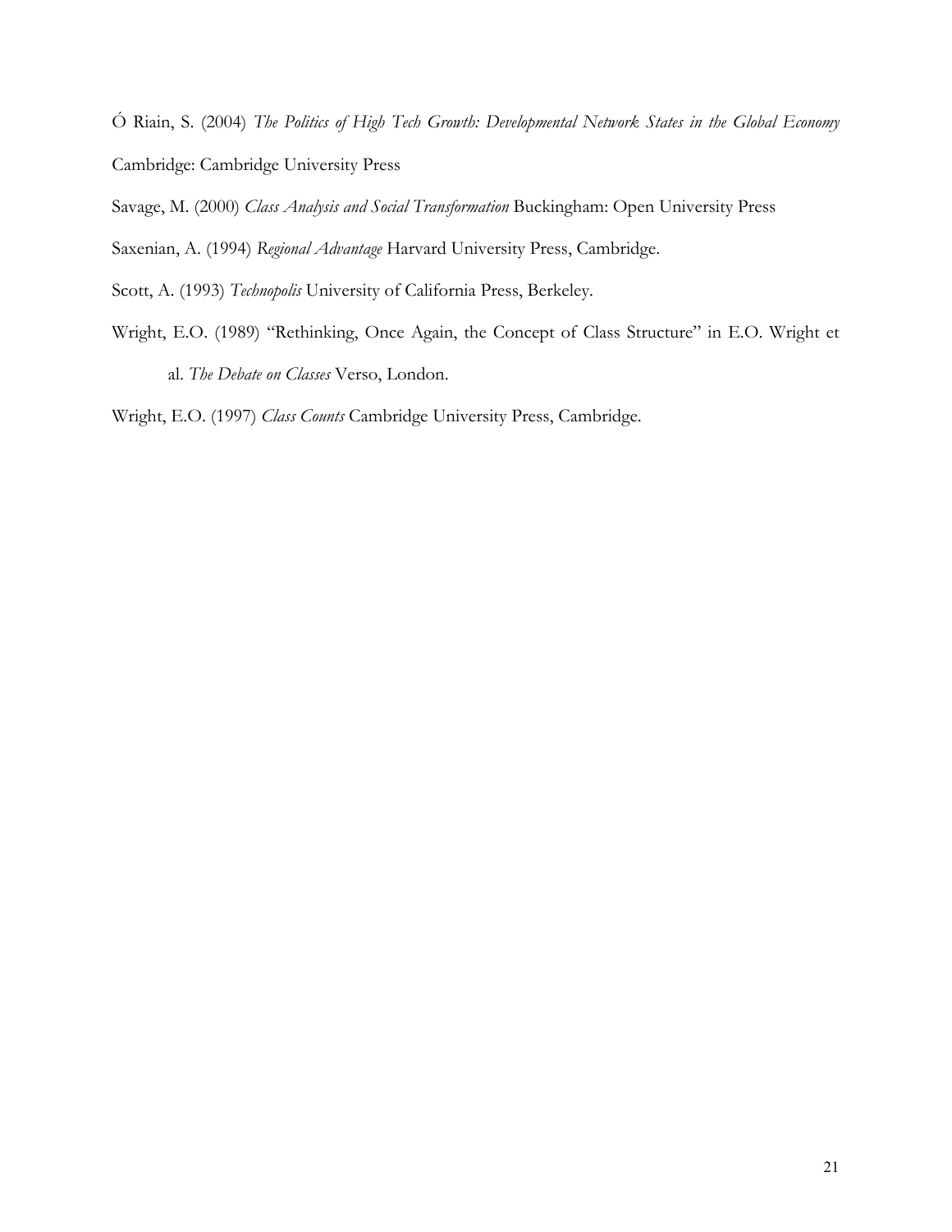Ó Riain, S. (2004) *The Politics of High Tech Growth: Developmental Network States in the Global Economy* Cambridge: Cambridge University Press

Savage, M. (2000) *Class Analysis and Social Transformation* Buckingham: Open University Press

Saxenian, A. (1994) *Regional Advantage* Harvard University Press, Cambridge.

Scott, A. (1993) *Technopolis* University of California Press, Berkeley.

Wright, E.O. (1989) "Rethinking, Once Again, the Concept of Class Structure" in E.O. Wright et al. *The Debate on Classes* Verso, London.

Wright, E.O. (1997) *Class Counts* Cambridge University Press, Cambridge.